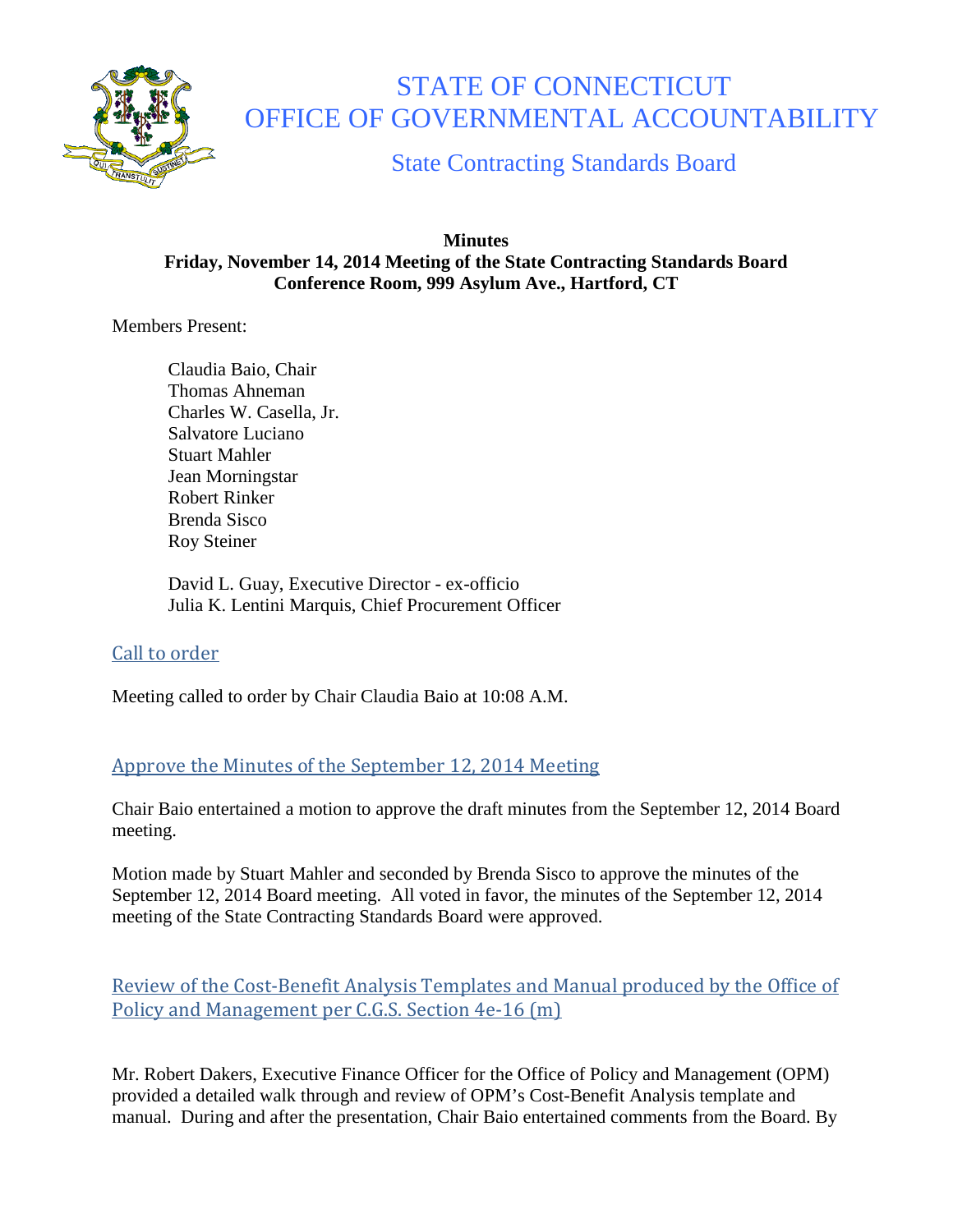# STATE OF CONNECTICUT
# OFFICE OF GOVERNMENTAL ACCOUNTABILITY

## State Contracting Standards Board

**Minutes**
**Friday, November 14, 2014 Meeting of the State Contracting Standards Board**
**Conference Room, 999 Asylum Ave., Hartford, CT**

Members Present:

Claudia Baio, Chair
Thomas Ahneman
Charles W. Casella, Jr.
Salvatore Luciano
Stuart Mahler
Jean Morningstar
Robert Rinker
Brenda Sisco
Roy Steiner

David L. Guay, Executive Director - ex-officio
Julia K. Lentini Marquis, Chief Procurement Officer

## Call to order

Meeting called to order by Chair Claudia Baio at 10:08 A.M.

## Approve the Minutes of the September 12, 2014 Meeting

Chair Baio entertained a motion to approve the draft minutes from the September 12, 2014 Board meeting.

Motion made by Stuart Mahler and seconded by Brenda Sisco to approve the minutes of the September 12, 2014 Board meeting. All voted in favor, the minutes of the September 12, 2014 meeting of the State Contracting Standards Board were approved.

## Review of the Cost-Benefit Analysis Templates and Manual produced by the Office of Policy and Management per C.G.S. Section 4e-16 (m)

Mr. Robert Dakers, Executive Finance Officer for the Office of Policy and Management (OPM) provided a detailed walk through and review of OPM's Cost-Benefit Analysis template and manual. During and after the presentation, Chair Baio entertained comments from the Board. By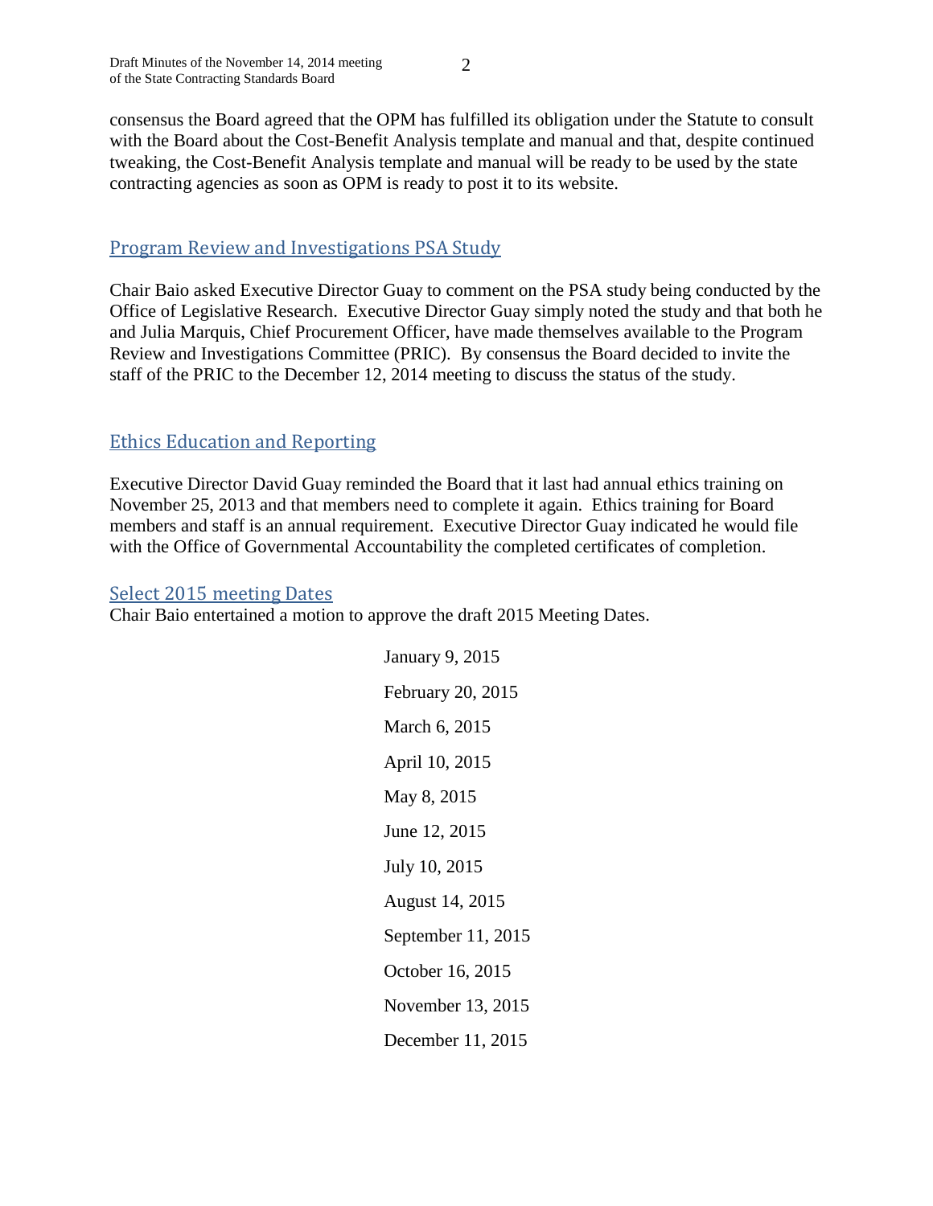consensus the Board agreed that the OPM has fulfilled its obligation under the Statute to consult with the Board about the Cost-Benefit Analysis template and manual and that, despite continued tweaking, the Cost-Benefit Analysis template and manual will be ready to be used by the state contracting agencies as soon as OPM is ready to post it to its website.

## Program Review and Investigations PSA Study

Chair Baio asked Executive Director Guay to comment on the PSA study being conducted by the Office of Legislative Research. Executive Director Guay simply noted the study and that both he and Julia Marquis, Chief Procurement Officer, have made themselves available to the Program Review and Investigations Committee (PRIC). By consensus the Board decided to invite the staff of the PRIC to the December 12, 2014 meeting to discuss the status of the study.

## Ethics Education and Reporting

Executive Director David Guay reminded the Board that it last had annual ethics training on November 25, 2013 and that members need to complete it again. Ethics training for Board members and staff is an annual requirement. Executive Director Guay indicated he would file with the Office of Governmental Accountability the completed certificates of completion.

## Select 2015 meeting Dates

Chair Baio entertained a motion to approve the draft 2015 Meeting Dates.

January 9, 2015

February 20, 2015

March 6, 2015

April 10, 2015

May 8, 2015

June 12, 2015

July 10, 2015

August 14, 2015

September 11, 2015

October 16, 2015

November 13, 2015

December 11, 2015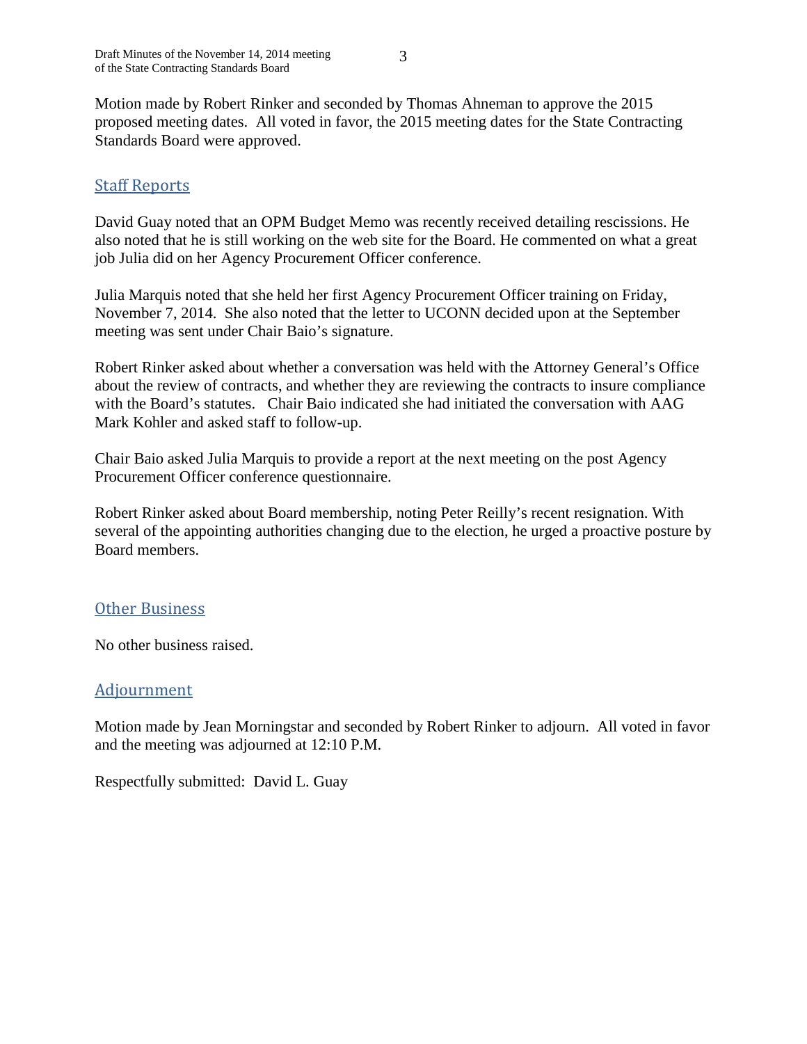Motion made by Robert Rinker and seconded by Thomas Ahneman to approve the 2015 proposed meeting dates. All voted in favor, the 2015 meeting dates for the State Contracting Standards Board were approved.

## Staff Reports

David Guay noted that an OPM Budget Memo was recently received detailing rescissions. He also noted that he is still working on the web site for the Board. He commented on what a great job Julia did on her Agency Procurement Officer conference.

Julia Marquis noted that she held her first Agency Procurement Officer training on Friday, November 7, 2014. She also noted that the letter to UCONN decided upon at the September meeting was sent under Chair Baio's signature.

Robert Rinker asked about whether a conversation was held with the Attorney General's Office about the review of contracts, and whether they are reviewing the contracts to insure compliance with the Board's statutes. Chair Baio indicated she had initiated the conversation with AAG Mark Kohler and asked staff to follow-up.

Chair Baio asked Julia Marquis to provide a report at the next meeting on the post Agency Procurement Officer conference questionnaire.

Robert Rinker asked about Board membership, noting Peter Reilly's recent resignation. With several of the appointing authorities changing due to the election, he urged a proactive posture by Board members.

## Other Business

No other business raised.

## Adjournment

Motion made by Jean Morningstar and seconded by Robert Rinker to adjourn. All voted in favor and the meeting was adjourned at 12:10 P.M.

Respectfully submitted: David L. Guay